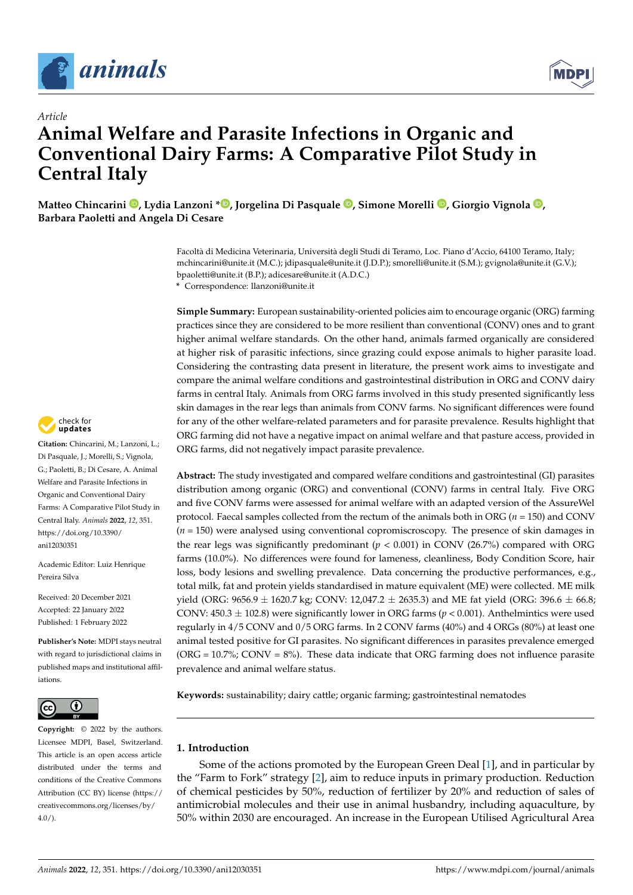*Article*

# Animal Welfare and Parasite Infections in Organic and Conventional Dairy Farms: A Comparative Pilot Study in Central Italy

**Matteo Chincarini, Lydia Lanzoni *, Jorgelina Di Pasquale, Simone Morelli, Giorgio Vignola, Barbara Paoletti and Angela Di Cesare**

Facoltà di Medicina Veterinaria, Università degli Studi di Teramo, Loc. Piano d'Accio, 64100 Teramo, Italy; mchincarini@unite.it (M.C.); jdipasquale@unite.it (J.D.P.); smorelli@unite.it (S.M.); gvignola@unite.it (G.V.); bpaoletti@unite.it (B.P.); adicesare@unite.it (A.D.C.)
* Correspondence: llanzoni@unite.it

**Simple Summary:** European sustainability-oriented policies aim to encourage organic (ORG) farming practices since they are considered to be more resilient than conventional (CONV) ones and to grant higher animal welfare standards. On the other hand, animals farmed organically are considered at higher risk of parasitic infections, since grazing could expose animals to higher parasite load. Considering the contrasting data present in literature, the present work aims to investigate and compare the animal welfare conditions and gastrointestinal distribution in ORG and CONV dairy farms in central Italy. Animals from ORG farms involved in this study presented significantly less skin damages in the rear legs than animals from CONV farms. No significant differences were found for any of the other welfare-related parameters and for parasite prevalence. Results highlight that ORG farming did not have a negative impact on animal welfare and that pasture access, provided in ORG farms, did not negatively impact parasite prevalence.

**Abstract:** The study investigated and compared welfare conditions and gastrointestinal (GI) parasites distribution among organic (ORG) and conventional (CONV) farms in central Italy. Five ORG and five CONV farms were assessed for animal welfare with an adapted version of the AssureWel protocol. Faecal samples collected from the rectum of the animals both in ORG ($n$ = 150) and CONV ($n$ = 150) were analysed using conventional copromiscroscopy. The presence of skin damages in the rear legs was significantly predominant ($p < 0.001$) in CONV (26.7%) compared with ORG farms (10.0%). No differences were found for lameness, cleanliness, Body Condition Score, hair loss, body lesions and swelling prevalence. Data concerning the productive performances, e.g., total milk, fat and protein yields standardised in mature equivalent (ME) were collected. ME milk yield (ORG: 9656.9 ± 1620.7 kg; CONV: 12,047.2 ± 2635.3) and ME fat yield (ORG: 396.6 ± 66.8; CONV: 450.3 ± 102.8) were significantly lower in ORG farms ($p < 0.001$). Anthelmintics were used regularly in 4/5 CONV and 0/5 ORG farms. In 2 CONV farms (40%) and 4 ORGs (80%) at least one animal tested positive for GI parasites. No significant differences in parasites prevalence emerged (ORG = 10.7%; CONV = 8%). These data indicate that ORG farming does not influence parasite prevalence and animal welfare status.

**Keywords:** sustainability; dairy cattle; organic farming; gastrointestinal nematodes

**Citation:** Chincarini, M.; Lanzoni, L.; Di Pasquale, J.; Morelli, S.; Vignola, G.; Paoletti, B.; Di Cesare, A. Animal Welfare and Parasite Infections in Organic and Conventional Dairy Farms: A Comparative Pilot Study in Central Italy. *Animals* **2022**, *12*, 351. https://doi.org/10.3390/ani12030351

Academic Editor: Luiz Henrique Pereira Silva

Received: 20 December 2021
Accepted: 22 January 2022
Published: 1 February 2022

**Publisher's Note:** MDPI stays neutral with regard to jurisdictional claims in published maps and institutional affiliations.

**Copyright:** © 2022 by the authors. Licensee MDPI, Basel, Switzerland. This article is an open access article distributed under the terms and conditions of the Creative Commons Attribution (CC BY) license (https://creativecommons.org/licenses/by/4.0/).

## 1. Introduction

Some of the actions promoted by the European Green Deal [1], and in particular by the "Farm to Fork" strategy [2], aim to reduce inputs in primary production. Reduction of chemical pesticides by 50%, reduction of fertilizer by 20% and reduction of sales of antimicrobial molecules and their use in animal husbandry, including aquaculture, by 50% within 2030 are encouraged. An increase in the European Utilised Agricultural Area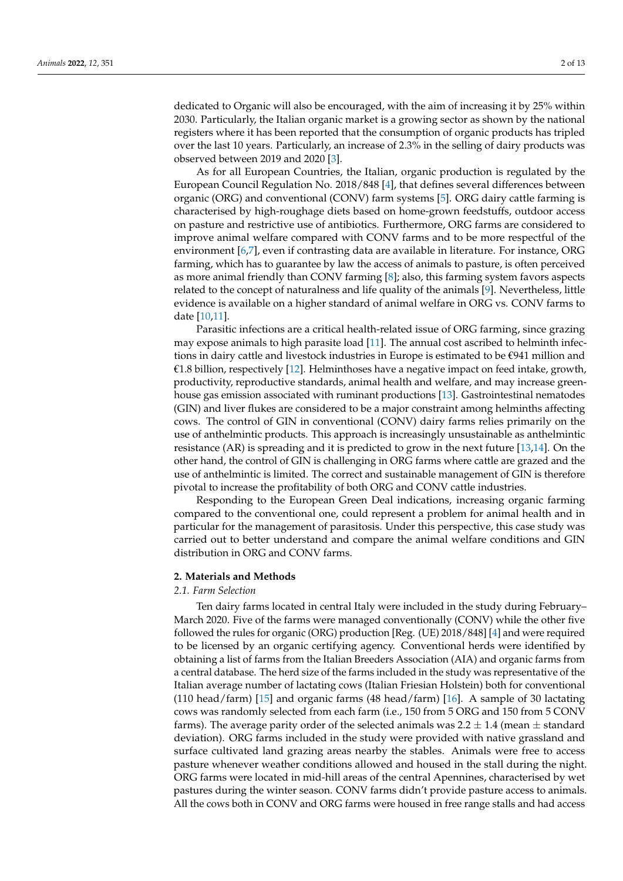dedicated to Organic will also be encouraged, with the aim of increasing it by 25% within 2030. Particularly, the Italian organic market is a growing sector as shown by the national registers where it has been reported that the consumption of organic products has tripled over the last 10 years. Particularly, an increase of 2.3% in the selling of dairy products was observed between 2019 and 2020 [3].

As for all European Countries, the Italian, organic production is regulated by the European Council Regulation No. 2018/848 [4], that defines several differences between organic (ORG) and conventional (CONV) farm systems [5]. ORG dairy cattle farming is characterised by high-roughage diets based on home-grown feedstuffs, outdoor access on pasture and restrictive use of antibiotics. Furthermore, ORG farms are considered to improve animal welfare compared with CONV farms and to be more respectful of the environment [6,7], even if contrasting data are available in literature. For instance, ORG farming, which has to guarantee by law the access of animals to pasture, is often perceived as more animal friendly than CONV farming [8]; also, this farming system favors aspects related to the concept of naturalness and life quality of the animals [9]. Nevertheless, little evidence is available on a higher standard of animal welfare in ORG vs. CONV farms to date [10,11].

Parasitic infections are a critical health-related issue of ORG farming, since grazing may expose animals to high parasite load [11]. The annual cost ascribed to helminth infections in dairy cattle and livestock industries in Europe is estimated to be €941 million and €1.8 billion, respectively [12]. Helminthoses have a negative impact on feed intake, growth, productivity, reproductive standards, animal health and welfare, and may increase greenhouse gas emission associated with ruminant productions [13]. Gastrointestinal nematodes (GIN) and liver flukes are considered to be a major constraint among helminths affecting cows. The control of GIN in conventional (CONV) dairy farms relies primarily on the use of anthelmintic products. This approach is increasingly unsustainable as anthelmintic resistance (AR) is spreading and it is predicted to grow in the next future [13,14]. On the other hand, the control of GIN is challenging in ORG farms where cattle are grazed and the use of anthelmintic is limited. The correct and sustainable management of GIN is therefore pivotal to increase the profitability of both ORG and CONV cattle industries.

Responding to the European Green Deal indications, increasing organic farming compared to the conventional one, could represent a problem for animal health and in particular for the management of parasitosis. Under this perspective, this case study was carried out to better understand and compare the animal welfare conditions and GIN distribution in ORG and CONV farms.

## 2. Materials and Methods

### *2.1. Farm Selection*

Ten dairy farms located in central Italy were included in the study during February–March 2020. Five of the farms were managed conventionally (CONV) while the other five followed the rules for organic (ORG) production [Reg. (UE) 2018/848] [4] and were required to be licensed by an organic certifying agency. Conventional herds were identified by obtaining a list of farms from the Italian Breeders Association (AIA) and organic farms from a central database. The herd size of the farms included in the study was representative of the Italian average number of lactating cows (Italian Friesian Holstein) both for conventional (110 head/farm) [15] and organic farms (48 head/farm) [16]. A sample of 30 lactating cows was randomly selected from each farm (i.e., 150 from 5 ORG and 150 from 5 CONV farms). The average parity order of the selected animals was $2.2 \pm 1.4$ (mean $\pm$ standard deviation). ORG farms included in the study were provided with native grassland and surface cultivated land grazing areas nearby the stables. Animals were free to access pasture whenever weather conditions allowed and housed in the stall during the night. ORG farms were located in mid-hill areas of the central Apennines, characterised by wet pastures during the winter season. CONV farms didn't provide pasture access to animals. All the cows both in CONV and ORG farms were housed in free range stalls and had access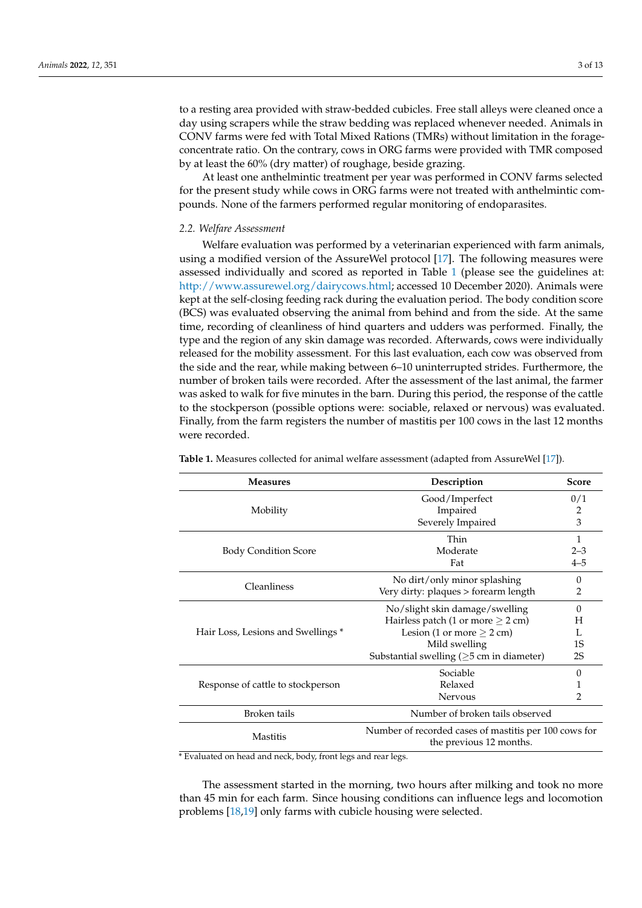to a resting area provided with straw-bedded cubicles. Free stall alleys were cleaned once a day using scrapers while the straw bedding was replaced whenever needed. Animals in CONV farms were fed with Total Mixed Rations (TMRs) without limitation in the forage-concentrate ratio. On the contrary, cows in ORG farms were provided with TMR composed by at least the 60% (dry matter) of roughage, beside grazing.

At least one anthelmintic treatment per year was performed in CONV farms selected for the present study while cows in ORG farms were not treated with anthelmintic compounds. None of the farmers performed regular monitoring of endoparasites.

### 2.2. Welfare Assessment

Welfare evaluation was performed by a veterinarian experienced with farm animals, using a modified version of the AssureWel protocol [17]. The following measures were assessed individually and scored as reported in Table 1 (please see the guidelines at: http://www.assurewel.org/dairycows.html; accessed 10 December 2020). Animals were kept at the self-closing feeding rack during the evaluation period. The body condition score (BCS) was evaluated observing the animal from behind and from the side. At the same time, recording of cleanliness of hind quarters and udders was performed. Finally, the type and the region of any skin damage was recorded. Afterwards, cows were individually released for the mobility assessment. For this last evaluation, each cow was observed from the side and the rear, while making between 6–10 uninterrupted strides. Furthermore, the number of broken tails were recorded. After the assessment of the last animal, the farmer was asked to walk for five minutes in the barn. During this period, the response of the cattle to the stockperson (possible options were: sociable, relaxed or nervous) was evaluated. Finally, from the farm registers the number of mastitis per 100 cows in the last 12 months were recorded.

**Table 1.** Measures collected for animal welfare assessment (adapted from AssureWel [17]).

| Measures | Description | Score |
|---|---|---|
| Mobility | Good/Imperfect | 0/1 |
| | Impaired | 2 |
| | Severely Impaired | 3 |
| Body Condition Score | Thin | 1 |
| | Moderate | 2–3 |
| | Fat | 4–5 |
| Cleanliness | No dirt/only minor splashing | 0 |
| | Very dirty: plaques > forearm length | 2 |
| Hair Loss, Lesions and Swellings * | No/slight skin damage/swelling | 0 |
| | Hairless patch (1 or more $\geq$ 2 cm) | H |
| | Lesion (1 or more $\geq$ 2 cm) | L |
| | Mild swelling | 1S |
| | Substantial swelling ($\geq$5 cm in diameter) | 2S |
| Response of cattle to stockperson | Sociable | 0 |
| | Relaxed | 1 |
| | Nervous | 2 |
| Broken tails | Number of broken tails observed | |
| Mastitis | Number of recorded cases of mastitis per 100 cows for the previous 12 months. | |

* Evaluated on head and neck, body, front legs and rear legs.

The assessment started in the morning, two hours after milking and took no more than 45 min for each farm. Since housing conditions can influence legs and locomotion problems [18,19] only farms with cubicle housing were selected.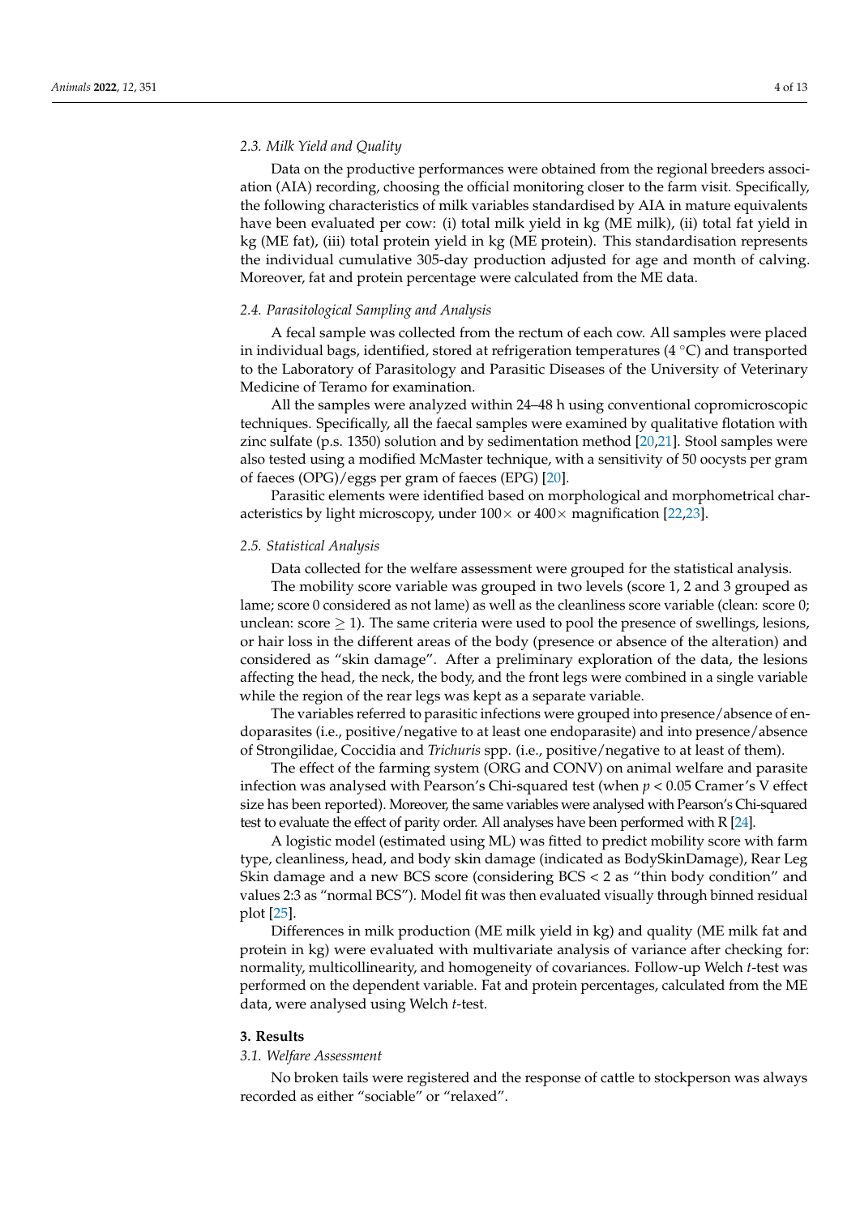### 2.3. Milk Yield and Quality

Data on the productive performances were obtained from the regional breeders association (AIA) recording, choosing the official monitoring closer to the farm visit. Specifically, the following characteristics of milk variables standardised by AIA in mature equivalents have been evaluated per cow: (i) total milk yield in kg (ME milk), (ii) total fat yield in kg (ME fat), (iii) total protein yield in kg (ME protein). This standardisation represents the individual cumulative 305-day production adjusted for age and month of calving. Moreover, fat and protein percentage were calculated from the ME data.

### 2.4. Parasitological Sampling and Analysis

A fecal sample was collected from the rectum of each cow. All samples were placed in individual bags, identified, stored at refrigeration temperatures (4 °C) and transported to the Laboratory of Parasitology and Parasitic Diseases of the University of Veterinary Medicine of Teramo for examination.

All the samples were analyzed within 24–48 h using conventional copromicroscopic techniques. Specifically, all the faecal samples were examined by qualitative flotation with zinc sulfate (p.s. 1350) solution and by sedimentation method [20,21]. Stool samples were also tested using a modified McMaster technique, with a sensitivity of 50 oocysts per gram of faeces (OPG)/eggs per gram of faeces (EPG) [20].

Parasitic elements were identified based on morphological and morphometrical characteristics by light microscopy, under 100× or 400× magnification [22,23].

### 2.5. Statistical Analysis

Data collected for the welfare assessment were grouped for the statistical analysis.

The mobility score variable was grouped in two levels (score 1, 2 and 3 grouped as lame; score 0 considered as not lame) as well as the cleanliness score variable (clean: score 0; unclean: score $\geq 1$). The same criteria were used to pool the presence of swellings, lesions, or hair loss in the different areas of the body (presence or absence of the alteration) and considered as "skin damage". After a preliminary exploration of the data, the lesions affecting the head, the neck, the body, and the front legs were combined in a single variable while the region of the rear legs was kept as a separate variable.

The variables referred to parasitic infections were grouped into presence/absence of endoparasites (i.e., positive/negative to at least one endoparasite) and into presence/absence of Strongilidae, Coccidia and *Trichuris* spp. (i.e., positive/negative to at least of them).

The effect of the farming system (ORG and CONV) on animal welfare and parasite infection was analysed with Pearson's Chi-squared test (when $p < 0.05$ Cramer's V effect size has been reported). Moreover, the same variables were analysed with Pearson's Chi-squared test to evaluate the effect of parity order. All analyses have been performed with R [24].

A logistic model (estimated using ML) was fitted to predict mobility score with farm type, cleanliness, head, and body skin damage (indicated as BodySkinDamage), Rear Leg Skin damage and a new BCS score (considering BCS < 2 as "thin body condition" and values 2:3 as "normal BCS"). Model fit was then evaluated visually through binned residual plot [25].

Differences in milk production (ME milk yield in kg) and quality (ME milk fat and protein in kg) were evaluated with multivariate analysis of variance after checking for: normality, multicollinearity, and homogeneity of covariances. Follow-up Welch *t*-test was performed on the dependent variable. Fat and protein percentages, calculated from the ME data, were analysed using Welch *t*-test.

## 3. Results

### 3.1. Welfare Assessment

No broken tails were registered and the response of cattle to stockperson was always recorded as either "sociable" or "relaxed".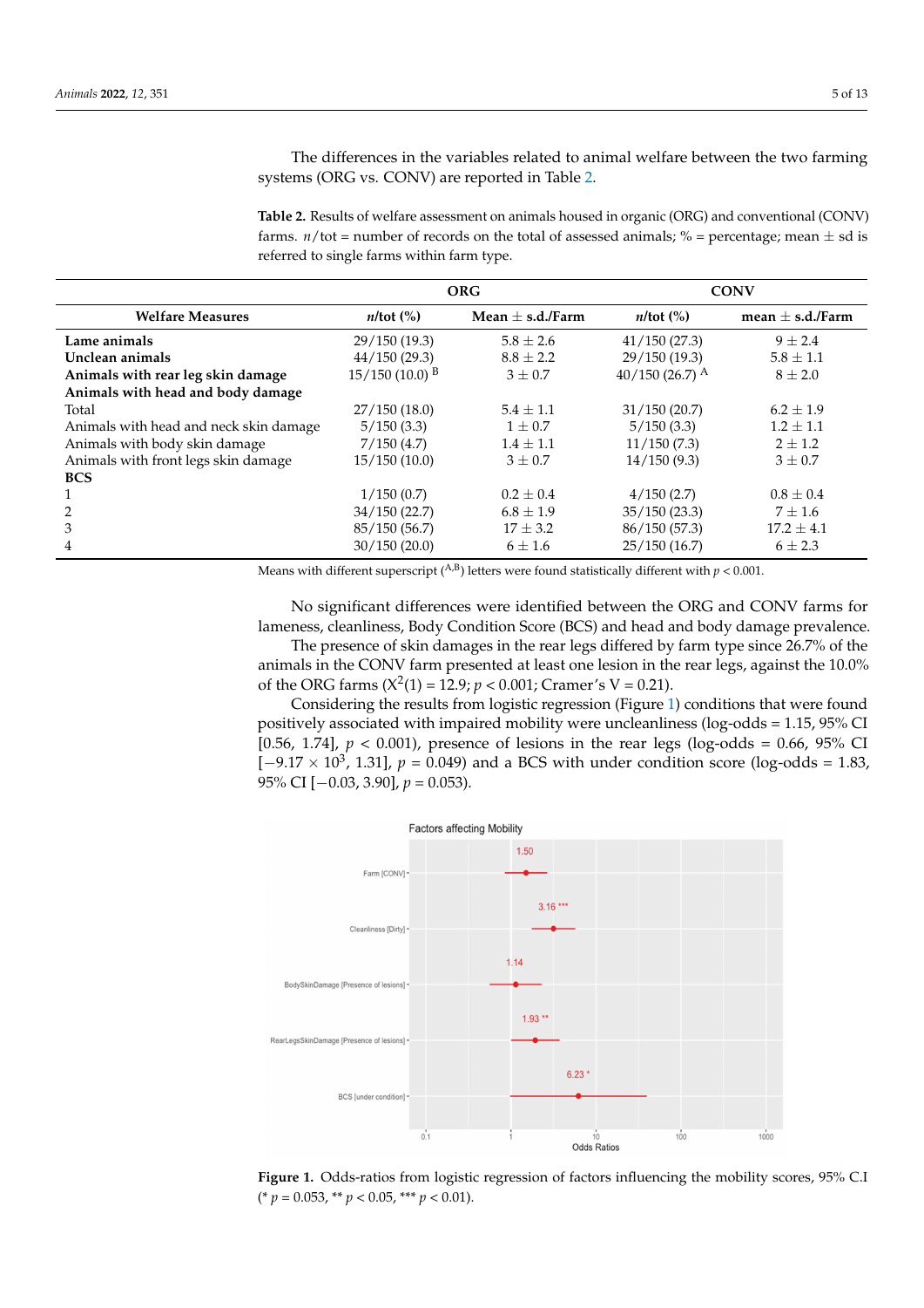The differences in the variables related to animal welfare between the two farming systems (ORG vs. CONV) are reported in Table 2.

**Table 2.** Results of welfare assessment on animals housed in organic (ORG) and conventional (CONV) farms. *n*/tot = number of records on the total of assessed animals; % = percentage; mean ± sd is referred to single farms within farm type.

| Welfare Measures | ORG | | CONV | |
|---|---|---|---|---|
| | *n*/tot (%) | Mean ± s.d./Farm | *n*/tot (%) | mean ± s.d./Farm |
| **Lame animals** | 29/150 (19.3) | 5.8 ± 2.6 | 41/150 (27.3) | 9 ± 2.4 |
| **Unclean animals** | 44/150 (29.3) | 8.8 ± 2.2 | 29/150 (19.3) | 5.8 ± 1.1 |
| **Animals with rear leg skin damage** | 15/150 (10.0) [B] | 3 ± 0.7 | 40/150 (26.7) [A] | 8 ± 2.0 |
| **Animals with head and body damage** | | | | |
| Total | 27/150 (18.0) | 5.4 ± 1.1 | 31/150 (20.7) | 6.2 ± 1.9 |
| Animals with head and neck skin damage | 5/150 (3.3) | 1 ± 0.7 | 5/150 (3.3) | 1.2 ± 1.1 |
| Animals with body skin damage | 7/150 (4.7) | 1.4 ± 1.1 | 11/150 (7.3) | 2 ± 1.2 |
| Animals with front legs skin damage | 15/150 (10.0) | 3 ± 0.7 | 14/150 (9.3) | 3 ± 0.7 |
| **BCS** | | | | |
| 1 | 1/150 (0.7) | 0.2 ± 0.4 | 4/150 (2.7) | 0.8 ± 0.4 |
| 2 | 34/150 (22.7) | 6.8 ± 1.9 | 35/150 (23.3) | 7 ± 1.6 |
| 3 | 85/150 (56.7) | 17 ± 3.2 | 86/150 (57.3) | 17.2 ± 4.1 |
| 4 | 30/150 (20.0) | 6 ± 1.6 | 25/150 (16.7) | 6 ± 2.3 |

Means with different superscript ([A,B]) letters were found statistically different with $p < 0.001$.

No significant differences were identified between the ORG and CONV farms for lameness, cleanliness, Body Condition Score (BCS) and head and body damage prevalence.

The presence of skin damages in the rear legs differed by farm type since 26.7% of the animals in the CONV farm presented at least one lesion in the rear legs, against the 10.0% of the ORG farms ($X^2(1) = 12.9$; $p < 0.001$; Cramer's V = 0.21).

Considering the results from logistic regression (Figure 1) conditions that were found positively associated with impaired mobility were uncleanliness (log-odds = 1.15, 95% CI [0.56, 1.74], $p < 0.001$), presence of lesions in the rear legs (log-odds = 0.66, 95% CI [$-9.17 \times 10^3$, 1.31], $p = 0.049$) and a BCS with under condition score (log-odds = 1.83, 95% CI [$-0.03$, 3.90], $p = 0.053$).

**Figure 1.** Odds-ratios from logistic regression of factors influencing the mobility scores, 95% C.I (* $p = 0.053$, ** $p < 0.05$, *** $p < 0.01$).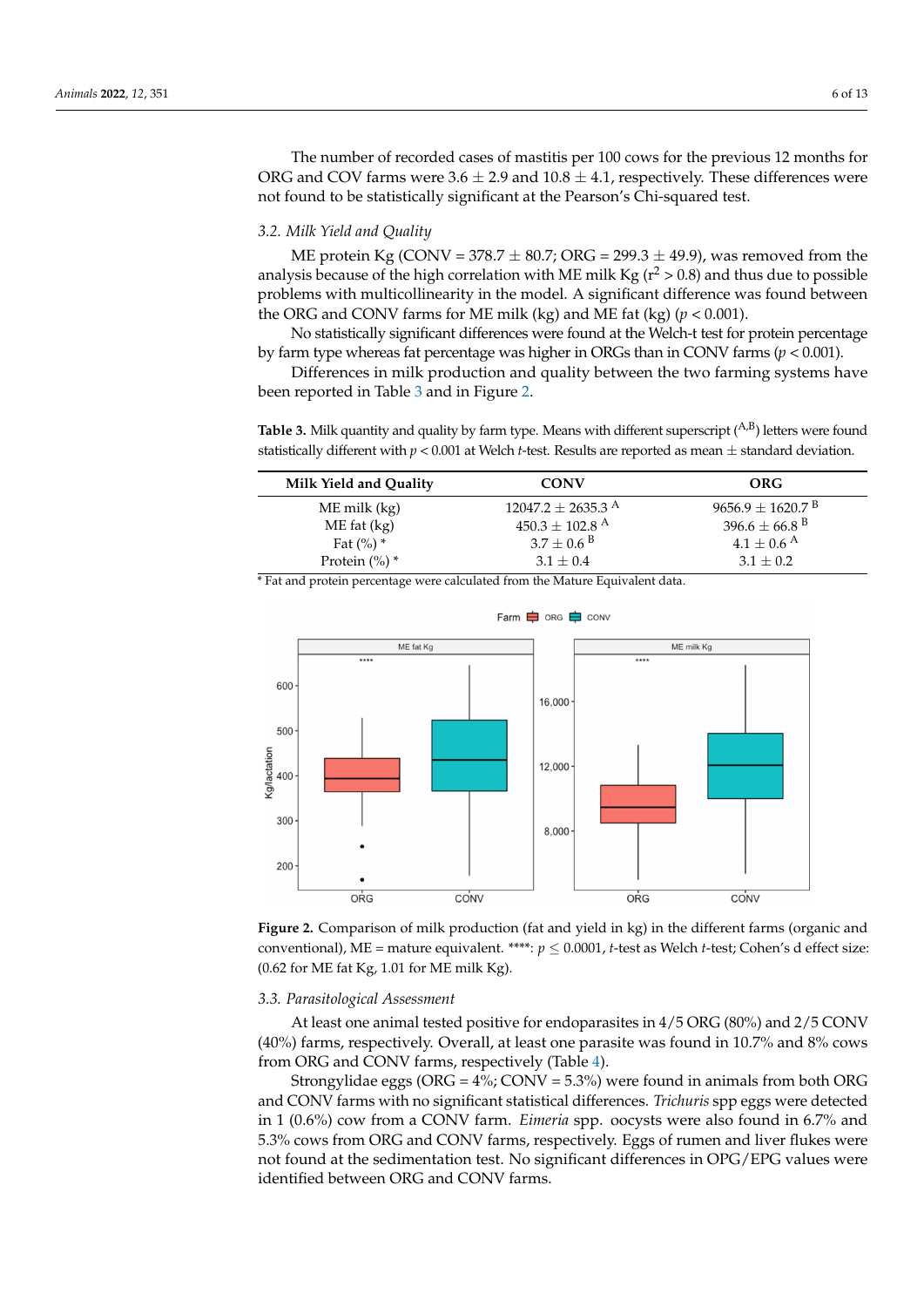The number of recorded cases of mastitis per 100 cows for the previous 12 months for ORG and COV farms were 3.6 ± 2.9 and 10.8 ± 4.1, respectively. These differences were not found to be statistically significant at the Pearson's Chi-squared test.

### 3.2. Milk Yield and Quality

ME protein Kg (CONV = 378.7 ± 80.7; ORG = 299.3 ± 49.9), was removed from the analysis because of the high correlation with ME milk Kg ($r^2 > 0.8$) and thus due to possible problems with multicollinearity in the model. A significant difference was found between the ORG and CONV farms for ME milk (kg) and ME fat (kg) ($p < 0.001$).

No statistically significant differences were found at the Welch-t test for protein percentage by farm type whereas fat percentage was higher in ORGs than in CONV farms ($p < 0.001$).

Differences in milk production and quality between the two farming systems have been reported in Table 3 and in Figure 2.

**Table 3.** Milk quantity and quality by farm type. Means with different superscript ($^{A,B}$) letters were found statistically different with $p < 0.001$ at Welch $t$-test. Results are reported as mean ± standard deviation.

| Milk Yield and Quality | CONV | ORG |
|---|---|---|
| ME milk (kg) | 12047.2 ± 2635.3 $^{A}$ | 9656.9 ± 1620.7 $^{B}$ |
| ME fat (kg) | 450.3 ± 102.8 $^{A}$ | 396.6 ± 66.8 $^{B}$ |
| Fat (%) * | 3.7 ± 0.6 $^{B}$ | 4.1 ± 0.6 $^{A}$ |
| Protein (%) * | 3.1 ± 0.4 | 3.1 ± 0.2 |

* Fat and protein percentage were calculated from the Mature Equivalent data.

**Figure 2.** Comparison of milk production (fat and yield in kg) in the different farms (organic and conventional), ME = mature equivalent. ****: $p \leq 0.0001$, $t$-test as Welch $t$-test; Cohen's d effect size: (0.62 for ME fat Kg, 1.01 for ME milk Kg).

### 3.3. Parasitological Assessment

At least one animal tested positive for endoparasites in 4/5 ORG (80%) and 2/5 CONV (40%) farms, respectively. Overall, at least one parasite was found in 10.7% and 8% cows from ORG and CONV farms, respectively (Table 4).

Strongylidae eggs (ORG = 4%; CONV = 5.3%) were found in animals from both ORG and CONV farms with no significant statistical differences. *Trichuris* spp eggs were detected in 1 (0.6%) cow from a CONV farm. *Eimeria* spp. oocysts were also found in 6.7% and 5.3% cows from ORG and CONV farms, respectively. Eggs of rumen and liver flukes were not found at the sedimentation test. No significant differences in OPG/EPG values were identified between ORG and CONV farms.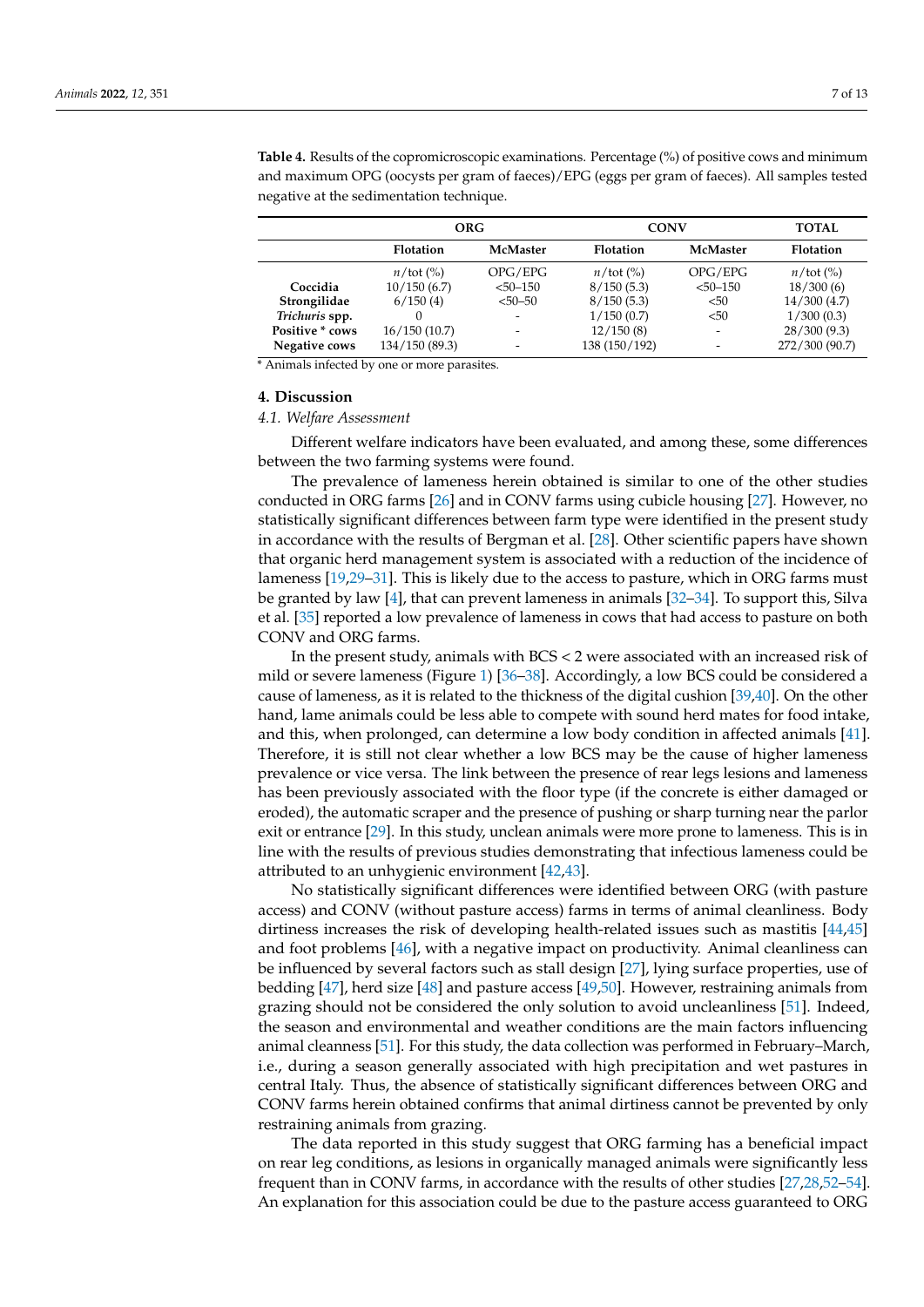**Table 4.** Results of the copromicroscopic examinations. Percentage (%) of positive cows and minimum and maximum OPG (oocysts per gram of faeces)/EPG (eggs per gram of faeces). All samples tested negative at the sedimentation technique.

| | ORG | | CONV | | TOTAL |
|---|---|---|---|---|---|
| | **Flotation** | **McMaster** | **Flotation** | **McMaster** | **Flotation** |
| | $n$/tot (%) | OPG/EPG | $n$/tot (%) | OPG/EPG | $n$/tot (%) |
| **Coccidia** | 10/150 (6.7) | <50–150 | 8/150 (5.3) | <50–150 | 18/300 (6) |
| **Strongilidae** | 6/150 (4) | <50–50 | 8/150 (5.3) | <50 | 14/300 (4.7) |
| ***Trichuris* spp.** | 0 | - | 1/150 (0.7) | <50 | 1/300 (0.3) |
| **Positive * cows** | 16/150 (10.7) | - | 12/150 (8) | - | 28/300 (9.3) |
| **Negative cows** | 134/150 (89.3) | - | 138 (150/192) | - | 272/300 (90.7) |

* Animals infected by one or more parasites.

## 4. Discussion

### 4.1. Welfare Assessment

Different welfare indicators have been evaluated, and among these, some differences between the two farming systems were found.

The prevalence of lameness herein obtained is similar to one of the other studies conducted in ORG farms [26] and in CONV farms using cubicle housing [27]. However, no statistically significant differences between farm type were identified in the present study in accordance with the results of Bergman et al. [28]. Other scientific papers have shown that organic herd management system is associated with a reduction of the incidence of lameness [19,29–31]. This is likely due to the access to pasture, which in ORG farms must be granted by law [4], that can prevent lameness in animals [32–34]. To support this, Silva et al. [35] reported a low prevalence of lameness in cows that had access to pasture on both CONV and ORG farms.

In the present study, animals with BCS < 2 were associated with an increased risk of mild or severe lameness (Figure 1) [36–38]. Accordingly, a low BCS could be considered a cause of lameness, as it is related to the thickness of the digital cushion [39,40]. On the other hand, lame animals could be less able to compete with sound herd mates for food intake, and this, when prolonged, can determine a low body condition in affected animals [41]. Therefore, it is still not clear whether a low BCS may be the cause of higher lameness prevalence or vice versa. The link between the presence of rear legs lesions and lameness has been previously associated with the floor type (if the concrete is either damaged or eroded), the automatic scraper and the presence of pushing or sharp turning near the parlor exit or entrance [29]. In this study, unclean animals were more prone to lameness. This is in line with the results of previous studies demonstrating that infectious lameness could be attributed to an unhygienic environment [42,43].

No statistically significant differences were identified between ORG (with pasture access) and CONV (without pasture access) farms in terms of animal cleanliness. Body dirtiness increases the risk of developing health-related issues such as mastitis [44,45] and foot problems [46], with a negative impact on productivity. Animal cleanliness can be influenced by several factors such as stall design [27], lying surface properties, use of bedding [47], herd size [48] and pasture access [49,50]. However, restraining animals from grazing should not be considered the only solution to avoid uncleanliness [51]. Indeed, the season and environmental and weather conditions are the main factors influencing animal cleanness [51]. For this study, the data collection was performed in February–March, i.e., during a season generally associated with high precipitation and wet pastures in central Italy. Thus, the absence of statistically significant differences between ORG and CONV farms herein obtained confirms that animal dirtiness cannot be prevented by only restraining animals from grazing.

The data reported in this study suggest that ORG farming has a beneficial impact on rear leg conditions, as lesions in organically managed animals were significantly less frequent than in CONV farms, in accordance with the results of other studies [27,28,52–54]. An explanation for this association could be due to the pasture access guaranteed to ORG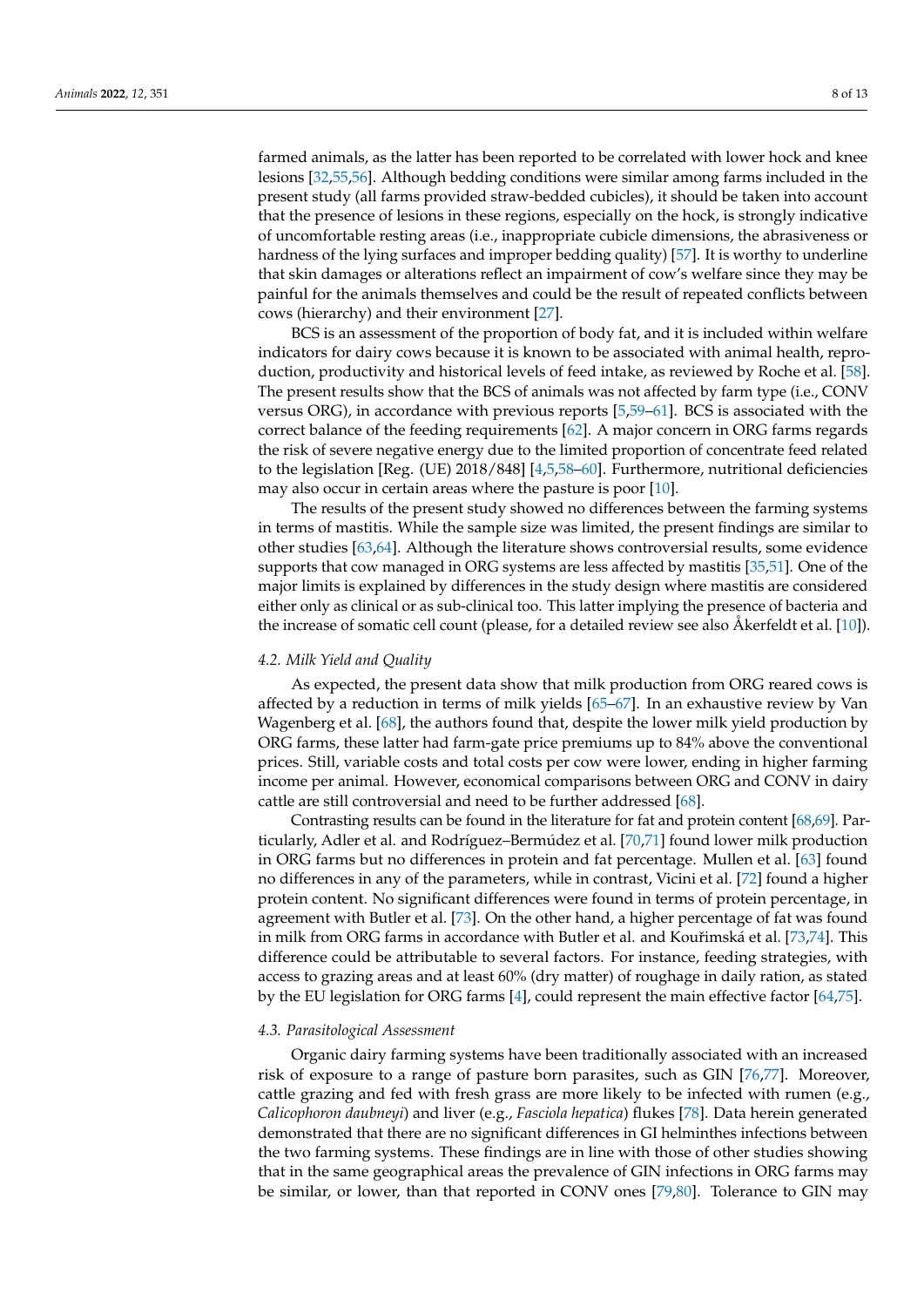farmed animals, as the latter has been reported to be correlated with lower hock and knee lesions [32,55,56]. Although bedding conditions were similar among farms included in the present study (all farms provided straw-bedded cubicles), it should be taken into account that the presence of lesions in these regions, especially on the hock, is strongly indicative of uncomfortable resting areas (i.e., inappropriate cubicle dimensions, the abrasiveness or hardness of the lying surfaces and improper bedding quality) [57]. It is worthy to underline that skin damages or alterations reflect an impairment of cow's welfare since they may be painful for the animals themselves and could be the result of repeated conflicts between cows (hierarchy) and their environment [27].

BCS is an assessment of the proportion of body fat, and it is included within welfare indicators for dairy cows because it is known to be associated with animal health, reproduction, productivity and historical levels of feed intake, as reviewed by Roche et al. [58]. The present results show that the BCS of animals was not affected by farm type (i.e., CONV versus ORG), in accordance with previous reports [5,59–61]. BCS is associated with the correct balance of the feeding requirements [62]. A major concern in ORG farms regards the risk of severe negative energy due to the limited proportion of concentrate feed related to the legislation [Reg. (UE) 2018/848] [4,5,58–60]. Furthermore, nutritional deficiencies may also occur in certain areas where the pasture is poor [10].

The results of the present study showed no differences between the farming systems in terms of mastitis. While the sample size was limited, the present findings are similar to other studies [63,64]. Although the literature shows controversial results, some evidence supports that cow managed in ORG systems are less affected by mastitis [35,51]. One of the major limits is explained by differences in the study design where mastitis are considered either only as clinical or as sub-clinical too. This latter implying the presence of bacteria and the increase of somatic cell count (please, for a detailed review see also Åkerfeldt et al. [10]).

### *4.2. Milk Yield and Quality*

As expected, the present data show that milk production from ORG reared cows is affected by a reduction in terms of milk yields [65–67]. In an exhaustive review by Van Wagenberg et al. [68], the authors found that, despite the lower milk yield production by ORG farms, these latter had farm-gate price premiums up to 84% above the conventional prices. Still, variable costs and total costs per cow were lower, ending in higher farming income per animal. However, economical comparisons between ORG and CONV in dairy cattle are still controversial and need to be further addressed [68].

Contrasting results can be found in the literature for fat and protein content [68,69]. Particularly, Adler et al. and Rodríguez–Bermúdez et al. [70,71] found lower milk production in ORG farms but no differences in protein and fat percentage. Mullen et al. [63] found no differences in any of the parameters, while in contrast, Vicini et al. [72] found a higher protein content. No significant differences were found in terms of protein percentage, in agreement with Butler et al. [73]. On the other hand, a higher percentage of fat was found in milk from ORG farms in accordance with Butler et al. and Kouřimská et al. [73,74]. This difference could be attributable to several factors. For instance, feeding strategies, with access to grazing areas and at least 60% (dry matter) of roughage in daily ration, as stated by the EU legislation for ORG farms [4], could represent the main effective factor [64,75].

### *4.3. Parasitological Assessment*

Organic dairy farming systems have been traditionally associated with an increased risk of exposure to a range of pasture born parasites, such as GIN [76,77]. Moreover, cattle grazing and fed with fresh grass are more likely to be infected with rumen (e.g., *Calicophoron daubneyi*) and liver (e.g., *Fasciola hepatica*) flukes [78]. Data herein generated demonstrated that there are no significant differences in GI helminthes infections between the two farming systems. These findings are in line with those of other studies showing that in the same geographical areas the prevalence of GIN infections in ORG farms may be similar, or lower, than that reported in CONV ones [79,80]. Tolerance to GIN may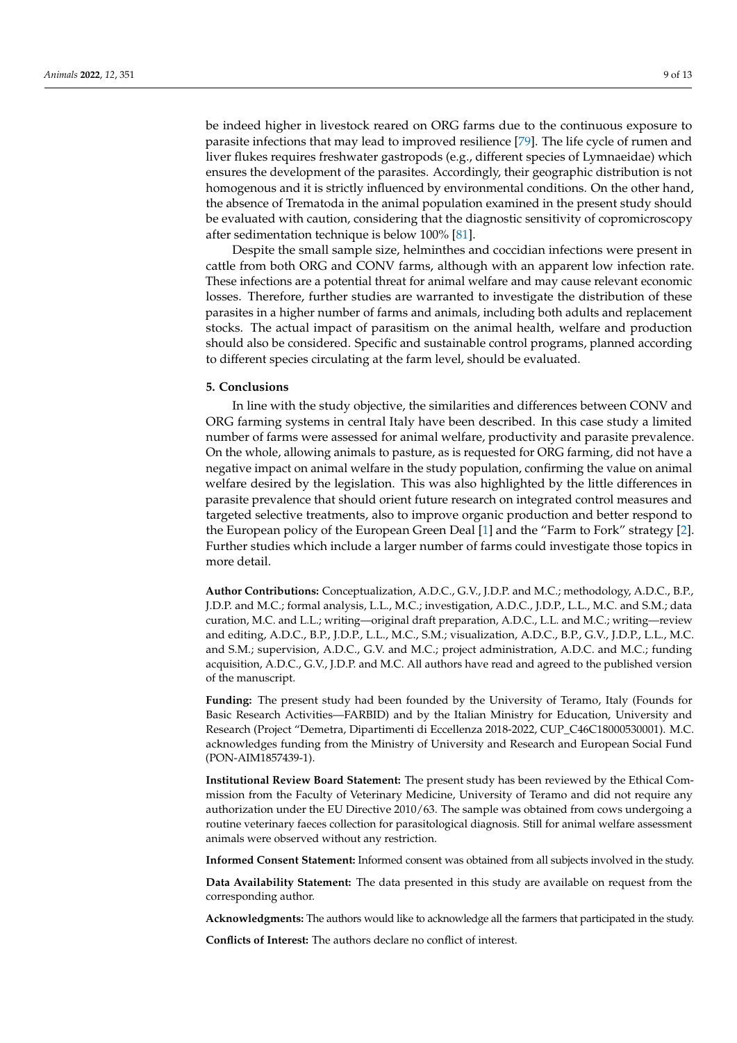be indeed higher in livestock reared on ORG farms due to the continuous exposure to parasite infections that may lead to improved resilience [79]. The life cycle of rumen and liver flukes requires freshwater gastropods (e.g., different species of Lymnaeidae) which ensures the development of the parasites. Accordingly, their geographic distribution is not homogenous and it is strictly influenced by environmental conditions. On the other hand, the absence of Trematoda in the animal population examined in the present study should be evaluated with caution, considering that the diagnostic sensitivity of copromicroscopy after sedimentation technique is below 100% [81].

Despite the small sample size, helminthes and coccidian infections were present in cattle from both ORG and CONV farms, although with an apparent low infection rate. These infections are a potential threat for animal welfare and may cause relevant economic losses. Therefore, further studies are warranted to investigate the distribution of these parasites in a higher number of farms and animals, including both adults and replacement stocks. The actual impact of parasitism on the animal health, welfare and production should also be considered. Specific and sustainable control programs, planned according to different species circulating at the farm level, should be evaluated.

## 5. Conclusions

In line with the study objective, the similarities and differences between CONV and ORG farming systems in central Italy have been described. In this case study a limited number of farms were assessed for animal welfare, productivity and parasite prevalence. On the whole, allowing animals to pasture, as is requested for ORG farming, did not have a negative impact on animal welfare in the study population, confirming the value on animal welfare desired by the legislation. This was also highlighted by the little differences in parasite prevalence that should orient future research on integrated control measures and targeted selective treatments, also to improve organic production and better respond to the European policy of the European Green Deal [1] and the "Farm to Fork" strategy [2]. Further studies which include a larger number of farms could investigate those topics in more detail.

**Author Contributions:** Conceptualization, A.D.C., G.V., J.D.P. and M.C.; methodology, A.D.C., B.P., J.D.P. and M.C.; formal analysis, L.L., M.C.; investigation, A.D.C., J.D.P., L.L., M.C. and S.M.; data curation, M.C. and L.L.; writing—original draft preparation, A.D.C., L.L. and M.C.; writing—review and editing, A.D.C., B.P., J.D.P., L.L., M.C., S.M.; visualization, A.D.C., B.P., G.V., J.D.P., L.L., M.C. and S.M.; supervision, A.D.C., G.V. and M.C.; project administration, A.D.C. and M.C.; funding acquisition, A.D.C., G.V., J.D.P. and M.C. All authors have read and agreed to the published version of the manuscript.

**Funding:** The present study had been founded by the University of Teramo, Italy (Founds for Basic Research Activities—FARBID) and by the Italian Ministry for Education, University and Research (Project "Demetra, Dipartimenti di Eccellenza 2018-2022, CUP_C46C18000530001). M.C. acknowledges funding from the Ministry of University and Research and European Social Fund (PON-AIM1857439-1).

**Institutional Review Board Statement:** The present study has been reviewed by the Ethical Commission from the Faculty of Veterinary Medicine, University of Teramo and did not require any authorization under the EU Directive 2010/63. The sample was obtained from cows undergoing a routine veterinary faeces collection for parasitological diagnosis. Still for animal welfare assessment animals were observed without any restriction.

**Informed Consent Statement:** Informed consent was obtained from all subjects involved in the study.

**Data Availability Statement:** The data presented in this study are available on request from the corresponding author.

**Acknowledgments:** The authors would like to acknowledge all the farmers that participated in the study.

**Conflicts of Interest:** The authors declare no conflict of interest.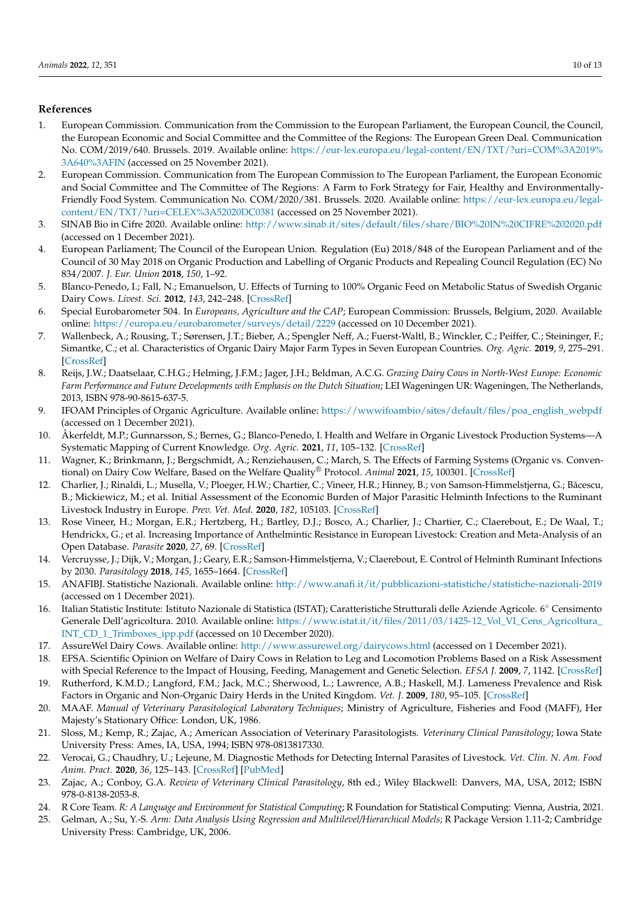## References

1. European Commission. Communication from the Commission to the European Parliament, the European Council, the Council, the European Economic and Social Committee and the Committee of the Regions: The European Green Deal. Communication No. COM/2019/640. Brussels. 2019. Available online: https://eur-lex.europa.eu/legal-content/EN/TXT/?uri=COM%3A2019%3A640%3AFIN (accessed on 25 November 2021).
2. European Commission. Communication from The European Commission to The European Parliament, the European Economic and Social Committee and The Committee of The Regions: A Farm to Fork Strategy for Fair, Healthy and Environmentally-Friendly Food System. Communication No. COM/2020/381. Brussels. 2020. Available online: https://eur-lex.europa.eu/legal-content/EN/TXT/?uri=CELEX%3A52020DC0381 (accessed on 25 November 2021).
3. SINAB Bio in Cifre 2020. Available online: http://www.sinab.it/sites/default/files/share/BIO%20IN%20CIFRE%202020.pdf (accessed on 1 December 2021).
4. European Parliament; The Council of the European Union. Regulation (Eu) 2018/848 of the European Parliament and of the Council of 30 May 2018 on Organic Production and Labelling of Organic Products and Repealing Council Regulation (EC) No 834/2007. *J. Eur. Union* **2018**, *150*, 1–92.
5. Blanco-Penedo, I.; Fall, N.; Emanuelson, U. Effects of Turning to 100% Organic Feed on Metabolic Status of Swedish Organic Dairy Cows. *Livest. Sci.* **2012**, *143*, 242–248. [CrossRef]
6. Special Eurobarometer 504. In *Europeans, Agriculture and the CAP*; European Commission: Brussels, Belgium, 2020. Available online: https://europa.eu/eurobarometer/surveys/detail/2229 (accessed on 10 December 2021).
7. Wallenbeck, A.; Rousing, T.; Sørensen, J.T.; Bieber, A.; Spengler Neff, A.; Fuerst-Waltl, B.; Winckler, C.; Peiffer, C.; Steininger, F.; Simantke, C.; et al. Characteristics of Organic Dairy Major Farm Types in Seven European Countries. *Org. Agric.* **2019**, *9*, 275–291. [CrossRef]
8. Reijs, J.W.; Daatselaar, C.H.G.; Helming, J.F.M.; Jager, J.H.; Beldman, A.C.G. *Grazing Dairy Cows in North-West Europe: Economic Farm Performance and Future Developments with Emphasis on the Dutch Situation*; LEI Wageningen UR: Wageningen, The Netherlands, 2013, ISBN 978-90-8615-637-5.
9. IFOAM Principles of Organic Agriculture. Available online: https://wwwifoambio/sites/default/files/poa_english_webpdf (accessed on 1 December 2021).
10. Åkerfeldt, M.P.; Gunnarsson, S.; Bernes, G.; Blanco-Penedo, I. Health and Welfare in Organic Livestock Production Systems—A Systematic Mapping of Current Knowledge. *Org. Agric.* **2021**, *11*, 105–132. [CrossRef]
11. Wagner, K.; Brinkmann, J.; Bergschmidt, A.; Renziehausen, C.; March, S. The Effects of Farming Systems (Organic vs. Conventional) on Dairy Cow Welfare, Based on the Welfare Quality® Protocol. *Animal* **2021**, *15*, 100301. [CrossRef]
12. Charlier, J.; Rinaldi, L.; Musella, V.; Ploeger, H.W.; Chartier, C.; Vineer, H.R.; Hinney, B.; von Samson-Himmelstjerna, G.; Băcescu, B.; Mickiewicz, M.; et al. Initial Assessment of the Economic Burden of Major Parasitic Helminth Infections to the Ruminant Livestock Industry in Europe. *Prev. Vet. Med.* **2020**, *182*, 105103. [CrossRef]
13. Rose Vineer, H.; Morgan, E.R.; Hertzberg, H.; Bartley, D.J.; Bosco, A.; Charlier, J.; Chartier, C.; Claerebout, E.; De Waal, T.; Hendrickx, G.; et al. Increasing Importance of Anthelmintic Resistance in European Livestock: Creation and Meta-Analysis of an Open Database. *Parasite* **2020**, *27*, 69. [CrossRef]
14. Vercruysse, J.; Dijk, V.; Morgan, J.; Geary, E.R.; Samson-Himmelstjerna, V.; Claerebout, E. Control of Helminth Ruminant Infections by 2030. *Parasitology* **2018**, *145*, 1655–1664. [CrossRef]
15. ANAFIBJ. Statistiche Nazionali. Available online: http://www.anafi.it/it/pubblicazioni-statistiche/statistiche-nazionali-2019 (accessed on 1 December 2021).
16. Italian Statistic Institute: Istituto Nazionale di Statistica (ISTAT); Caratteristiche Strutturali delle Aziende Agricole. 6° Censimento Generale Dell'agricoltura. 2010. Available online: https://www.istat.it/it/files/2011/03/1425-12_Vol_VI_Cens_Agricoltura_INT_CD_1_Trimboxes_ipp.pdf (accessed on 10 December 2020).
17. AssureWel Dairy Cows. Available online: http://www.assurewel.org/dairycows.html (accessed on 1 December 2021).
18. EFSA. Scientific Opinion on Welfare of Dairy Cows in Relation to Leg and Locomotion Problems Based on a Risk Assessment with Special Reference to the Impact of Housing, Feeding, Management and Genetic Selection. *EFSA J.* **2009**, *7*, 1142. [CrossRef]
19. Rutherford, K.M.D.; Langford, F.M.; Jack, M.C.; Sherwood, L.; Lawrence, A.B.; Haskell, M.J. Lameness Prevalence and Risk Factors in Organic and Non-Organic Dairy Herds in the United Kingdom. *Vet. J.* **2009**, *180*, 95–105. [CrossRef]
20. MAAF. *Manual of Veterinary Parasitological Laboratory Techniques*; Ministry of Agriculture, Fisheries and Food (MAFF), Her Majesty's Stationary Office: London, UK, 1986.
21. Sloss, M.; Kemp, R.; Zajac, A.; American Association of Veterinary Parasitologists. *Veterinary Clinical Parasitology*; Iowa State University Press: Ames, IA, USA, 1994; ISBN 978-0813817330.
22. Verocai, G.; Chaudhry, U.; Lejeune, M. Diagnostic Methods for Detecting Internal Parasites of Livestock. *Vet. Clin. N. Am. Food Anim. Pract.* **2020**, *36*, 125–143. [CrossRef] [PubMed]
23. Zajac, A.; Conboy, G.A. *Review of Veterinary Clinical Parasitology*, 8th ed.; Wiley Blackwell: Danvers, MA, USA, 2012; ISBN 978-0-8138-2053-8.
24. R Core Team. *R: A Language and Environment for Statistical Computing*; R Foundation for Statistical Computing: Vienna, Austria, 2021.
25. Gelman, A.; Su, Y.-S. *Arm: Data Analysis Using Regression and Multilevel/Hierarchical Models*; R Package Version 1.11-2; Cambridge University Press: Cambridge, UK, 2006.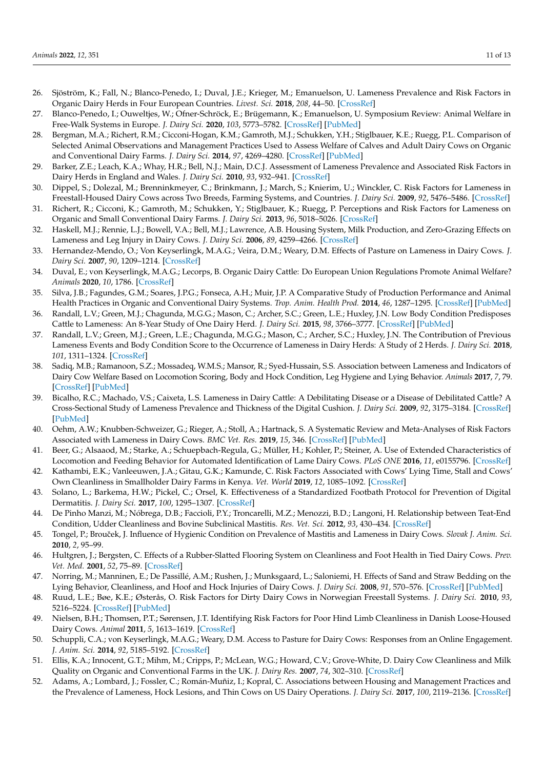26. Sjöström, K.; Fall, N.; Blanco-Penedo, I.; Duval, J.E.; Krieger, M.; Emanuelson, U. Lameness Prevalence and Risk Factors in Organic Dairy Herds in Four European Countries. *Livest. Sci.* **2018**, *208*, 44–50. [CrossRef]
27. Blanco-Penedo, I.; Ouweltjes, W.; Ofner-Schröck, E.; Brügemann, K.; Emanuelson, U. Symposium Review: Animal Welfare in Free-Walk Systems in Europe. *J. Dairy Sci.* **2020**, *103*, 5773–5782. [CrossRef] [PubMed]
28. Bergman, M.A.; Richert, R.M.; Cicconi-Hogan, K.M.; Gamroth, M.J.; Schukken, Y.H.; Stiglbauer, K.E.; Ruegg, P.L. Comparison of Selected Animal Observations and Management Practices Used to Assess Welfare of Calves and Adult Dairy Cows on Organic and Conventional Dairy Farms. *J. Dairy Sci.* **2014**, *97*, 4269–4280. [CrossRef] [PubMed]
29. Barker, Z.E.; Leach, K.A.; Whay, H.R.; Bell, N.J.; Main, D.C.J. Assessment of Lameness Prevalence and Associated Risk Factors in Dairy Herds in England and Wales. *J. Dairy Sci.* **2010**, *93*, 932–941. [CrossRef]
30. Dippel, S.; Dolezal, M.; Brenninkmeyer, C.; Brinkmann, J.; March, S.; Knierim, U.; Winckler, C. Risk Factors for Lameness in Freestall-Housed Dairy Cows across Two Breeds, Farming Systems, and Countries. *J. Dairy Sci.* **2009**, *92*, 5476–5486. [CrossRef]
31. Richert, R.; Cicconi, K.; Gamroth, M.; Schukken, Y.; Stiglbauer, K.; Ruegg, P. Perceptions and Risk Factors for Lameness on Organic and Small Conventional Dairy Farms. *J. Dairy Sci.* **2013**, *96*, 5018–5026. [CrossRef]
32. Haskell, M.J.; Rennie, L.J.; Bowell, V.A.; Bell, M.J.; Lawrence, A.B. Housing System, Milk Production, and Zero-Grazing Effects on Lameness and Leg Injury in Dairy Cows. *J. Dairy Sci.* **2006**, *89*, 4259–4266. [CrossRef]
33. Hernandez-Mendo, O.; Von Keyserlingk, M.A.G.; Veira, D.M.; Weary, D.M. Effects of Pasture on Lameness in Dairy Cows. *J. Dairy Sci.* **2007**, *90*, 1209–1214. [CrossRef]
34. Duval, E.; von Keyserlingk, M.A.G.; Lecorps, B. Organic Dairy Cattle: Do European Union Regulations Promote Animal Welfare? *Animals* **2020**, *10*, 1786. [CrossRef]
35. Silva, J.B.; Fagundes, G.M.; Soares, J.P.G.; Fonseca, A.H.; Muir, J.P. A Comparative Study of Production Performance and Animal Health Practices in Organic and Conventional Dairy Systems. *Trop. Anim. Health Prod.* **2014**, *46*, 1287–1295. [CrossRef] [PubMed]
36. Randall, L.V.; Green, M.J.; Chagunda, M.G.G.; Mason, C.; Archer, S.C.; Green, L.E.; Huxley, J.N. Low Body Condition Predisposes Cattle to Lameness: An 8-Year Study of One Dairy Herd. *J. Dairy Sci.* **2015**, *98*, 3766–3777. [CrossRef] [PubMed]
37. Randall, L.V.; Green, M.J.; Green, L.E.; Chagunda, M.G.G.; Mason, C.; Archer, S.C.; Huxley, J.N. The Contribution of Previous Lameness Events and Body Condition Score to the Occurrence of Lameness in Dairy Herds: A Study of 2 Herds. *J. Dairy Sci.* **2018**, *101*, 1311–1324. [CrossRef]
38. Sadiq, M.B.; Ramanoon, S.Z.; Mossadeq, W.M.S.; Mansor, R.; Syed-Hussain, S.S. Association between Lameness and Indicators of Dairy Cow Welfare Based on Locomotion Scoring, Body and Hock Condition, Leg Hygiene and Lying Behavior. *Animals* **2017**, *7*, 79. [CrossRef] [PubMed]
39. Bicalho, R.C.; Machado, V.S.; Caixeta, L.S. Lameness in Dairy Cattle: A Debilitating Disease or a Disease of Debilitated Cattle? A Cross-Sectional Study of Lameness Prevalence and Thickness of the Digital Cushion. *J. Dairy Sci.* **2009**, *92*, 3175–3184. [CrossRef] [PubMed]
40. Oehm, A.W.; Knubben-Schweizer, G.; Rieger, A.; Stoll, A.; Hartnack, S. A Systematic Review and Meta-Analyses of Risk Factors Associated with Lameness in Dairy Cows. *BMC Vet. Res.* **2019**, *15*, 346. [CrossRef] [PubMed]
41. Beer, G.; Alsaaod, M.; Starke, A.; Schuepbach-Regula, G.; Müller, H.; Kohler, P.; Steiner, A. Use of Extended Characteristics of Locomotion and Feeding Behavior for Automated Identification of Lame Dairy Cows. *PLoS ONE* **2016**, *11*, e0155796. [CrossRef]
42. Kathambi, E.K.; Vanleeuwen, J.A.; Gitau, G.K.; Kamunde, C. Risk Factors Associated with Cows' Lying Time, Stall and Cows' Own Cleanliness in Smallholder Dairy Farms in Kenya. *Vet. World* **2019**, *12*, 1085–1092. [CrossRef]
43. Solano, L.; Barkema, H.W.; Pickel, C.; Orsel, K. Effectiveness of a Standardized Footbath Protocol for Prevention of Digital Dermatitis. *J. Dairy Sci.* **2017**, *100*, 1295–1307. [CrossRef]
44. De Pinho Manzi, M.; Nóbrega, D.B.; Faccioli, P.Y.; Troncarelli, M.Z.; Menozzi, B.D.; Langoni, H. Relationship between Teat-End Condition, Udder Cleanliness and Bovine Subclinical Mastitis. *Res. Vet. Sci.* **2012**, *93*, 430–434. [CrossRef]
45. Tongel, P.; Brouček, J. Influence of Hygienic Condition on Prevalence of Mastitis and Lameness in Dairy Cows. *Slovak J. Anim. Sci.* **2010**, *2*, 95–99.
46. Hultgren, J.; Bergsten, C. Effects of a Rubber-Slatted Flooring System on Cleanliness and Foot Health in Tied Dairy Cows. *Prev. Vet. Med.* **2001**, *52*, 75–89. [CrossRef]
47. Norring, M.; Manninen, E.; De Passillé, A.M.; Rushen, J.; Munksgaard, L.; Saloniemi, H. Effects of Sand and Straw Bedding on the Lying Behavior, Cleanliness, and Hoof and Hock Injuries of Dairy Cows. *J. Dairy Sci.* **2008**, *91*, 570–576. [CrossRef] [PubMed]
48. Ruud, L.E.; Bøe, K.E.; Østerås, O. Risk Factors for Dirty Dairy Cows in Norwegian Freestall Systems. *J. Dairy Sci.* **2010**, *93*, 5216–5224. [CrossRef] [PubMed]
49. Nielsen, B.H.; Thomsen, P.T.; Sørensen, J.T. Identifying Risk Factors for Poor Hind Limb Cleanliness in Danish Loose-Housed Dairy Cows. *Animal* **2011**, *5*, 1613–1619. [CrossRef]
50. Schuppli, C.A.; von Keyserlingk, M.A.G.; Weary, D.M. Access to Pasture for Dairy Cows: Responses from an Online Engagement. *J. Anim. Sci.* **2014**, *92*, 5185–5192. [CrossRef]
51. Ellis, K.A.; Innocent, G.T.; Mihm, M.; Cripps, P.; McLean, W.G.; Howard, C.V.; Grove-White, D. Dairy Cow Cleanliness and Milk Quality on Organic and Conventional Farms in the UK. *J. Dairy Res.* **2007**, *74*, 302–310. [CrossRef]
52. Adams, A.; Lombard, J.; Fossler, C.; Román-Muñiz, I.; Kopral, C. Associations between Housing and Management Practices and the Prevalence of Lameness, Hock Lesions, and Thin Cows on US Dairy Operations. *J. Dairy Sci.* **2017**, *100*, 2119–2136. [CrossRef]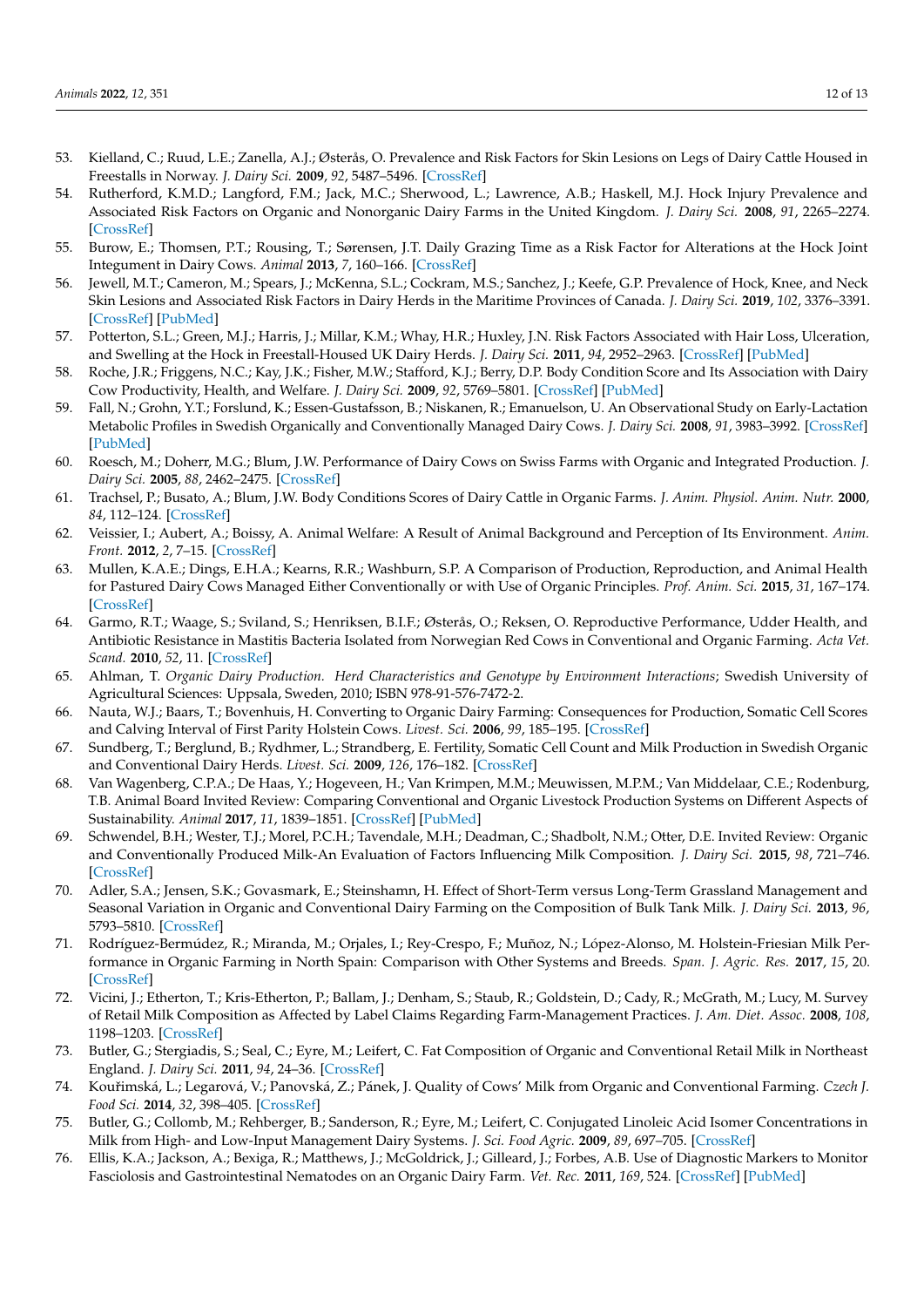53. Kielland, C.; Ruud, L.E.; Zanella, A.J.; Østerås, O. Prevalence and Risk Factors for Skin Lesions on Legs of Dairy Cattle Housed in Freestalls in Norway. *J. Dairy Sci.* **2009**, *92*, 5487–5496. [CrossRef]
54. Rutherford, K.M.D.; Langford, F.M.; Jack, M.C.; Sherwood, L.; Lawrence, A.B.; Haskell, M.J. Hock Injury Prevalence and Associated Risk Factors on Organic and Nonorganic Dairy Farms in the United Kingdom. *J. Dairy Sci.* **2008**, *91*, 2265–2274. [CrossRef]
55. Burow, E.; Thomsen, P.T.; Rousing, T.; Sørensen, J.T. Daily Grazing Time as a Risk Factor for Alterations at the Hock Joint Integument in Dairy Cows. *Animal* **2013**, *7*, 160–166. [CrossRef]
56. Jewell, M.T.; Cameron, M.; Spears, J.; McKenna, S.L.; Cockram, M.S.; Sanchez, J.; Keefe, G.P. Prevalence of Hock, Knee, and Neck Skin Lesions and Associated Risk Factors in Dairy Herds in the Maritime Provinces of Canada. *J. Dairy Sci.* **2019**, *102*, 3376–3391. [CrossRef] [PubMed]
57. Potterton, S.L.; Green, M.J.; Harris, J.; Millar, K.M.; Whay, H.R.; Huxley, J.N. Risk Factors Associated with Hair Loss, Ulceration, and Swelling at the Hock in Freestall-Housed UK Dairy Herds. *J. Dairy Sci.* **2011**, *94*, 2952–2963. [CrossRef] [PubMed]
58. Roche, J.R.; Friggens, N.C.; Kay, J.K.; Fisher, M.W.; Stafford, K.J.; Berry, D.P. Body Condition Score and Its Association with Dairy Cow Productivity, Health, and Welfare. *J. Dairy Sci.* **2009**, *92*, 5769–5801. [CrossRef] [PubMed]
59. Fall, N.; Grohn, Y.T.; Forslund, K.; Essen-Gustafsson, B.; Niskanen, R.; Emanuelson, U. An Observational Study on Early-Lactation Metabolic Profiles in Swedish Organically and Conventionally Managed Dairy Cows. *J. Dairy Sci.* **2008**, *91*, 3983–3992. [CrossRef] [PubMed]
60. Roesch, M.; Doherr, M.G.; Blum, J.W. Performance of Dairy Cows on Swiss Farms with Organic and Integrated Production. *J. Dairy Sci.* **2005**, *88*, 2462–2475. [CrossRef]
61. Trachsel, P.; Busato, A.; Blum, J.W. Body Conditions Scores of Dairy Cattle in Organic Farms. *J. Anim. Physiol. Anim. Nutr.* **2000**, *84*, 112–124. [CrossRef]
62. Veissier, I.; Aubert, A.; Boissy, A. Animal Welfare: A Result of Animal Background and Perception of Its Environment. *Anim. Front.* **2012**, *2*, 7–15. [CrossRef]
63. Mullen, K.A.E.; Dings, E.H.A.; Kearns, R.R.; Washburn, S.P. A Comparison of Production, Reproduction, and Animal Health for Pastured Dairy Cows Managed Either Conventionally or with Use of Organic Principles. *Prof. Anim. Sci.* **2015**, *31*, 167–174. [CrossRef]
64. Garmo, R.T.; Waage, S.; Sviland, S.; Henriksen, B.I.F.; Østerås, O.; Reksen, O. Reproductive Performance, Udder Health, and Antibiotic Resistance in Mastitis Bacteria Isolated from Norwegian Red Cows in Conventional and Organic Farming. *Acta Vet. Scand.* **2010**, *52*, 11. [CrossRef]
65. Ahlman, T. *Organic Dairy Production. Herd Characteristics and Genotype by Environment Interactions*; Swedish University of Agricultural Sciences: Uppsala, Sweden, 2010; ISBN 978-91-576-7472-2.
66. Nauta, W.J.; Baars, T.; Bovenhuis, H. Converting to Organic Dairy Farming: Consequences for Production, Somatic Cell Scores and Calving Interval of First Parity Holstein Cows. *Livest. Sci.* **2006**, *99*, 185–195. [CrossRef]
67. Sundberg, T.; Berglund, B.; Rydhmer, L.; Strandberg, E. Fertility, Somatic Cell Count and Milk Production in Swedish Organic and Conventional Dairy Herds. *Livest. Sci.* **2009**, *126*, 176–182. [CrossRef]
68. Van Wagenberg, C.P.A.; De Haas, Y.; Hogeveen, H.; Van Krimpen, M.M.; Meuwissen, M.P.M.; Van Middelaar, C.E.; Rodenburg, T.B. Animal Board Invited Review: Comparing Conventional and Organic Livestock Production Systems on Different Aspects of Sustainability. *Animal* **2017**, *11*, 1839–1851. [CrossRef] [PubMed]
69. Schwendel, B.H.; Wester, T.J.; Morel, P.C.H.; Tavendale, M.H.; Deadman, C.; Shadbolt, N.M.; Otter, D.E. Invited Review: Organic and Conventionally Produced Milk-An Evaluation of Factors Influencing Milk Composition. *J. Dairy Sci.* **2015**, *98*, 721–746. [CrossRef]
70. Adler, S.A.; Jensen, S.K.; Govasmark, E.; Steinshamn, H. Effect of Short-Term versus Long-Term Grassland Management and Seasonal Variation in Organic and Conventional Dairy Farming on the Composition of Bulk Tank Milk. *J. Dairy Sci.* **2013**, *96*, 5793–5810. [CrossRef]
71. Rodríguez-Bermúdez, R.; Miranda, M.; Orjales, I.; Rey-Crespo, F.; Muñoz, N.; López-Alonso, M. Holstein-Friesian Milk Performance in Organic Farming in North Spain: Comparison with Other Systems and Breeds. *Span. J. Agric. Res.* **2017**, *15*, 20. [CrossRef]
72. Vicini, J.; Etherton, T.; Kris-Etherton, P.; Ballam, J.; Denham, S.; Staub, R.; Goldstein, D.; Cady, R.; McGrath, M.; Lucy, M. Survey of Retail Milk Composition as Affected by Label Claims Regarding Farm-Management Practices. *J. Am. Diet. Assoc.* **2008**, *108*, 1198–1203. [CrossRef]
73. Butler, G.; Stergiadis, S.; Seal, C.; Eyre, M.; Leifert, C. Fat Composition of Organic and Conventional Retail Milk in Northeast England. *J. Dairy Sci.* **2011**, *94*, 24–36. [CrossRef]
74. Kouřimská, L.; Legarová, V.; Panovská, Z.; Pánek, J. Quality of Cows' Milk from Organic and Conventional Farming. *Czech J. Food Sci.* **2014**, *32*, 398–405. [CrossRef]
75. Butler, G.; Collomb, M.; Rehberger, B.; Sanderson, R.; Eyre, M.; Leifert, C. Conjugated Linoleic Acid Isomer Concentrations in Milk from High- and Low-Input Management Dairy Systems. *J. Sci. Food Agric.* **2009**, *89*, 697–705. [CrossRef]
76. Ellis, K.A.; Jackson, A.; Bexiga, R.; Matthews, J.; McGoldrick, J.; Gilleard, J.; Forbes, A.B. Use of Diagnostic Markers to Monitor Fasciolosis and Gastrointestinal Nematodes on an Organic Dairy Farm. *Vet. Rec.* **2011**, *169*, 524. [CrossRef] [PubMed]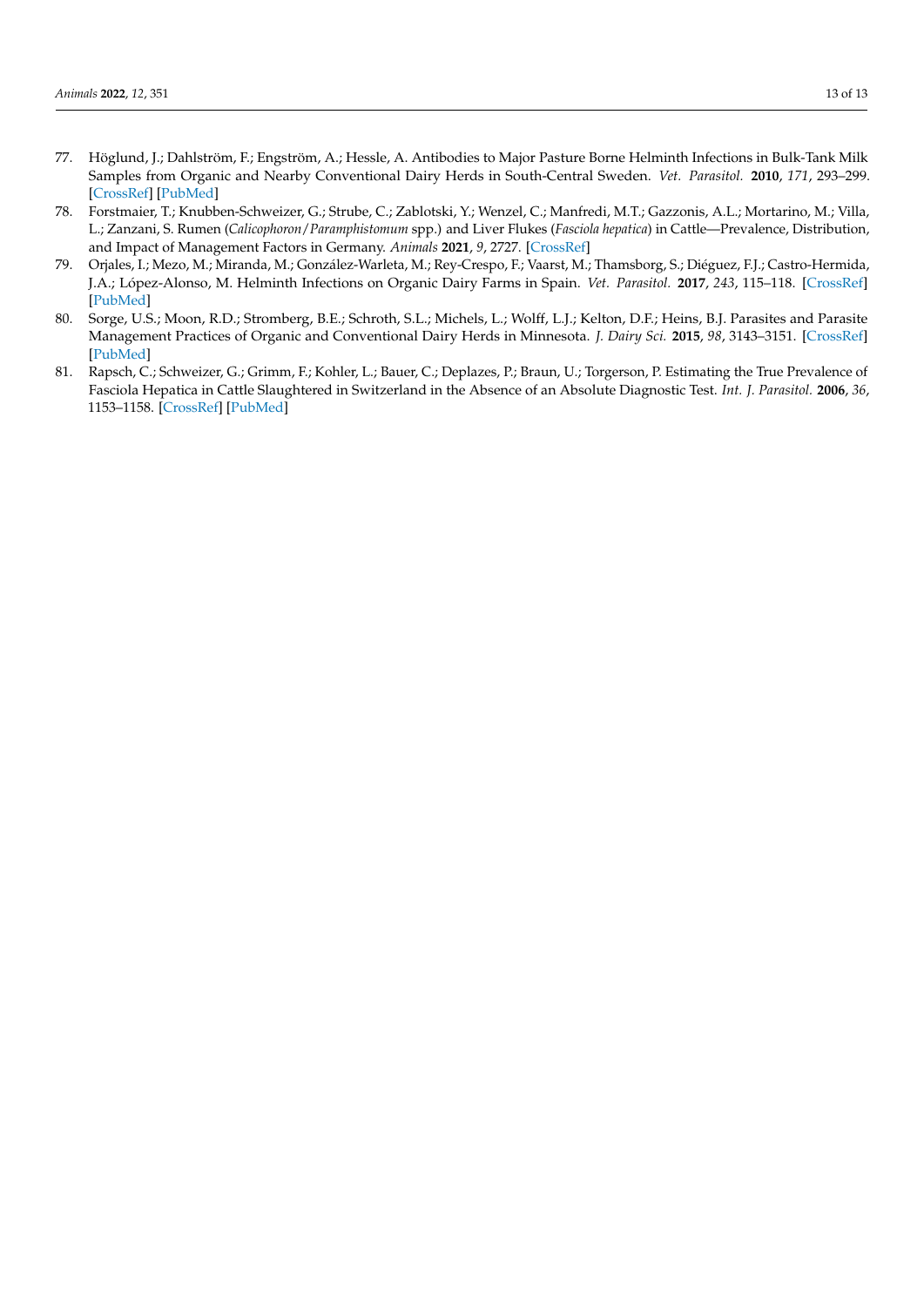77. Höglund, J.; Dahlström, F.; Engström, A.; Hessle, A. Antibodies to Major Pasture Borne Helminth Infections in Bulk-Tank Milk Samples from Organic and Nearby Conventional Dairy Herds in South-Central Sweden. *Vet. Parasitol.* **2010**, *171*, 293–299. [CrossRef] [PubMed]
78. Forstmaier, T.; Knubben-Schweizer, G.; Strube, C.; Zablotski, Y.; Wenzel, C.; Manfredi, M.T.; Gazzonis, A.L.; Mortarino, M.; Villa, L.; Zanzani, S. Rumen (*Calicophoron*/*Paramphistomum* spp.) and Liver Flukes (*Fasciola hepatica*) in Cattle—Prevalence, Distribution, and Impact of Management Factors in Germany. *Animals* **2021**, *9*, 2727. [CrossRef]
79. Orjales, I.; Mezo, M.; Miranda, M.; González-Warleta, M.; Rey-Crespo, F.; Vaarst, M.; Thamsborg, S.; Diéguez, F.J.; Castro-Hermida, J.A.; López-Alonso, M. Helminth Infections on Organic Dairy Farms in Spain. *Vet. Parasitol.* **2017**, *243*, 115–118. [CrossRef] [PubMed]
80. Sorge, U.S.; Moon, R.D.; Stromberg, B.E.; Schroth, S.L.; Michels, L.; Wolff, L.J.; Kelton, D.F.; Heins, B.J. Parasites and Parasite Management Practices of Organic and Conventional Dairy Herds in Minnesota. *J. Dairy Sci.* **2015**, *98*, 3143–3151. [CrossRef] [PubMed]
81. Rapsch, C.; Schweizer, G.; Grimm, F.; Kohler, L.; Bauer, C.; Deplazes, P.; Braun, U.; Torgerson, P. Estimating the True Prevalence of Fasciola Hepatica in Cattle Slaughtered in Switzerland in the Absence of an Absolute Diagnostic Test. *Int. J. Parasitol.* **2006**, *36*, 1153–1158. [CrossRef] [PubMed]